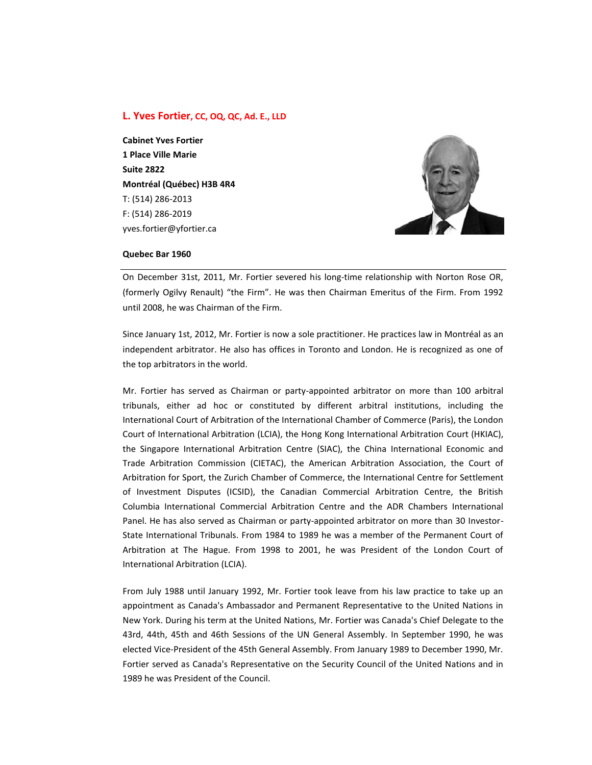# L. Yves Fortier, CC, OQ, QC, Ad. E., LLD

**Cabinet Yves Fortier**
**1 Place Ville Marie**
**Suite 2822**
**Montréal (Québec) H3B 4R4**
T: (514) 286-2013
F: (514) 286-2019
yves.fortier@yfortier.ca

**Quebec Bar 1960**

---

On December 31st, 2011, Mr. Fortier severed his long-time relationship with Norton Rose OR, (formerly Ogilvy Renault) “the Firm”. He was then Chairman Emeritus of the Firm. From 1992 until 2008, he was Chairman of the Firm.

Since January 1st, 2012, Mr. Fortier is now a sole practitioner. He practices law in Montréal as an independent arbitrator. He also has offices in Toronto and London. He is recognized as one of the top arbitrators in the world.

Mr. Fortier has served as Chairman or party-appointed arbitrator on more than 100 arbitral tribunals, either ad hoc or constituted by different arbitral institutions, including the International Court of Arbitration of the International Chamber of Commerce (Paris), the London Court of International Arbitration (LCIA), the Hong Kong International Arbitration Court (HKIAC), the Singapore International Arbitration Centre (SIAC), the China International Economic and Trade Arbitration Commission (CIETAC), the American Arbitration Association, the Court of Arbitration for Sport, the Zurich Chamber of Commerce, the International Centre for Settlement of Investment Disputes (ICSID), the Canadian Commercial Arbitration Centre, the British Columbia International Commercial Arbitration Centre and the ADR Chambers International Panel. He has also served as Chairman or party-appointed arbitrator on more than 30 Investor-State International Tribunals. From 1984 to 1989 he was a member of the Permanent Court of Arbitration at The Hague. From 1998 to 2001, he was President of the London Court of International Arbitration (LCIA).

From July 1988 until January 1992, Mr. Fortier took leave from his law practice to take up an appointment as Canada's Ambassador and Permanent Representative to the United Nations in New York. During his term at the United Nations, Mr. Fortier was Canada's Chief Delegate to the 43rd, 44th, 45th and 46th Sessions of the UN General Assembly. In September 1990, he was elected Vice-President of the 45th General Assembly. From January 1989 to December 1990, Mr. Fortier served as Canada's Representative on the Security Council of the United Nations and in 1989 he was President of the Council.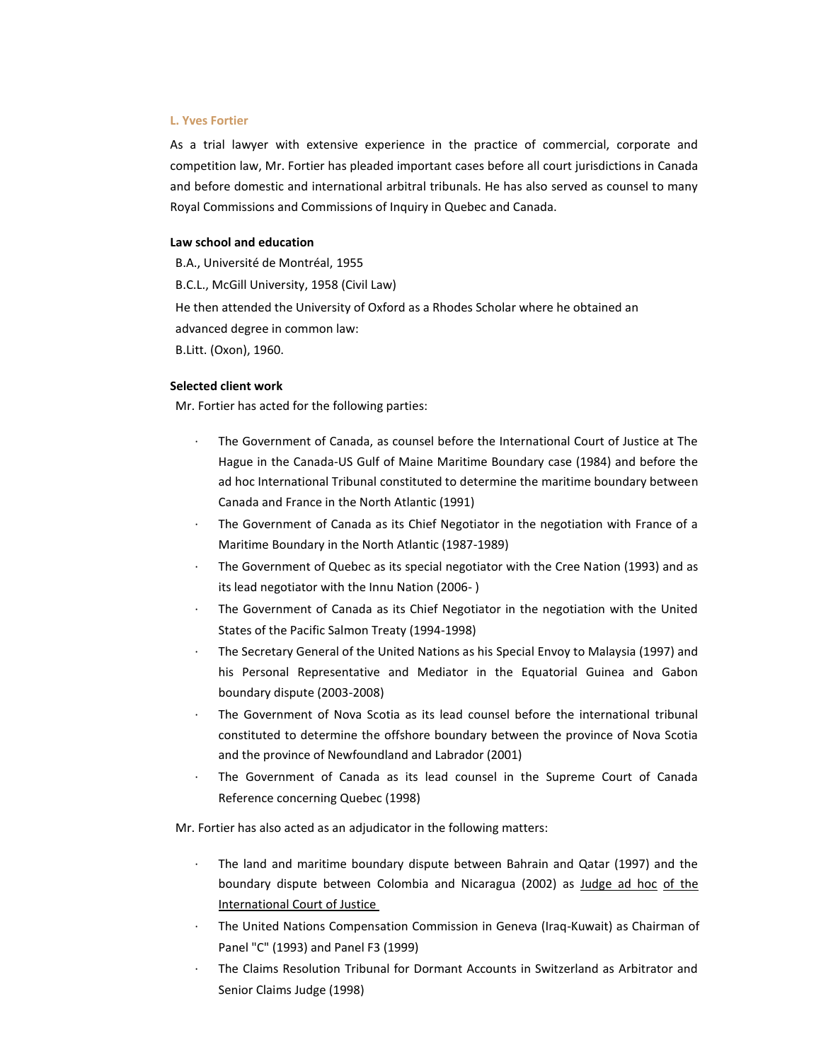## L. Yves Fortier

As a trial lawyer with extensive experience in the practice of commercial, corporate and competition law, Mr. Fortier has pleaded important cases before all court jurisdictions in Canada and before domestic and international arbitral tribunals. He has also served as counsel to many Royal Commissions and Commissions of Inquiry in Quebec and Canada.

**Law school and education**

B.A., Université de Montréal, 1955

B.C.L., McGill University, 1958 (Civil Law)

He then attended the University of Oxford as a Rhodes Scholar where he obtained an advanced degree in common law:

B.Litt. (Oxon), 1960.

**Selected client work**

Mr. Fortier has acted for the following parties:

- The Government of Canada, as counsel before the International Court of Justice at The Hague in the Canada-US Gulf of Maine Maritime Boundary case (1984) and before the ad hoc International Tribunal constituted to determine the maritime boundary between Canada and France in the North Atlantic (1991)
- The Government of Canada as its Chief Negotiator in the negotiation with France of a Maritime Boundary in the North Atlantic (1987-1989)
- The Government of Quebec as its special negotiator with the Cree Nation (1993) and as its lead negotiator with the Innu Nation (2006- )
- The Government of Canada as its Chief Negotiator in the negotiation with the United States of the Pacific Salmon Treaty (1994-1998)
- The Secretary General of the United Nations as his Special Envoy to Malaysia (1997) and his Personal Representative and Mediator in the Equatorial Guinea and Gabon boundary dispute (2003-2008)
- The Government of Nova Scotia as its lead counsel before the international tribunal constituted to determine the offshore boundary between the province of Nova Scotia and the province of Newfoundland and Labrador (2001)
- The Government of Canada as its lead counsel in the Supreme Court of Canada Reference concerning Quebec (1998)

Mr. Fortier has also acted as an adjudicator in the following matters:

- The land and maritime boundary dispute between Bahrain and Qatar (1997) and the boundary dispute between Colombia and Nicaragua (2002) as Judge ad hoc of the International Court of Justice
- The United Nations Compensation Commission in Geneva (Iraq-Kuwait) as Chairman of Panel "C" (1993) and Panel F3 (1999)
- The Claims Resolution Tribunal for Dormant Accounts in Switzerland as Arbitrator and Senior Claims Judge (1998)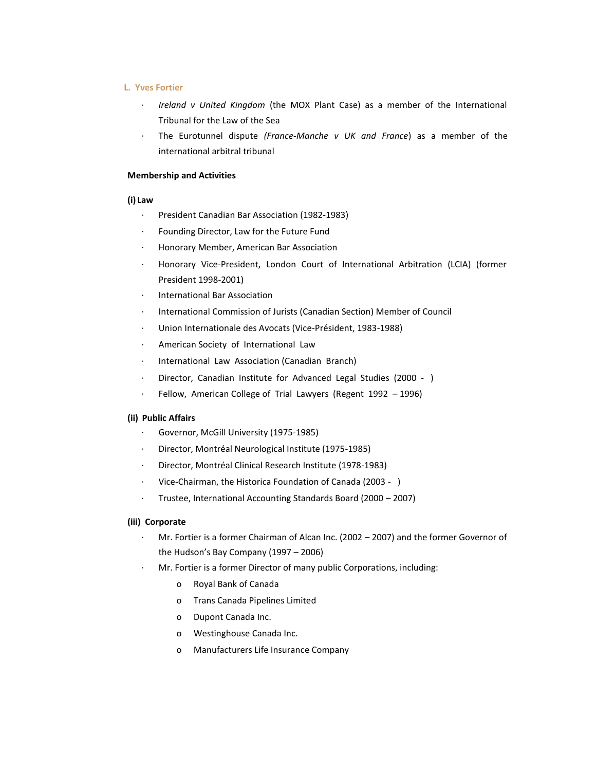### L. Yves Fortier

- *Ireland v United Kingdom* (the MOX Plant Case) as a member of the International Tribunal for the Law of the Sea
- The Eurotunnel dispute *(France-Manche v UK and France*) as a member of the international arbitral tribunal

**Membership and Activities**

**(i) Law**

- President Canadian Bar Association (1982-1983)
- Founding Director, Law for the Future Fund
- Honorary Member, American Bar Association
- Honorary Vice-President, London Court of International Arbitration (LCIA) (former President 1998-2001)
- International Bar Association
- International Commission of Jurists (Canadian Section) Member of Council
- Union Internationale des Avocats (Vice-Président, 1983-1988)
- American Society of International Law
- International Law Association (Canadian Branch)
- Director, Canadian Institute for Advanced Legal Studies (2000 - )
- Fellow, American College of Trial Lawyers (Regent 1992 – 1996)

**(ii) Public Affairs**

- Governor, McGill University (1975-1985)
- Director, Montréal Neurological Institute (1975-1985)
- Director, Montréal Clinical Research Institute (1978-1983)
- Vice-Chairman, the Historica Foundation of Canada (2003 - )
- Trustee, International Accounting Standards Board (2000 – 2007)

**(iii) Corporate**

- Mr. Fortier is a former Chairman of Alcan Inc. (2002 – 2007) and the former Governor of the Hudson's Bay Company (1997 – 2006)
- Mr. Fortier is a former Director of many public Corporations, including:
  - Royal Bank of Canada
  - Trans Canada Pipelines Limited
  - Dupont Canada Inc.
  - Westinghouse Canada Inc.
  - Manufacturers Life Insurance Company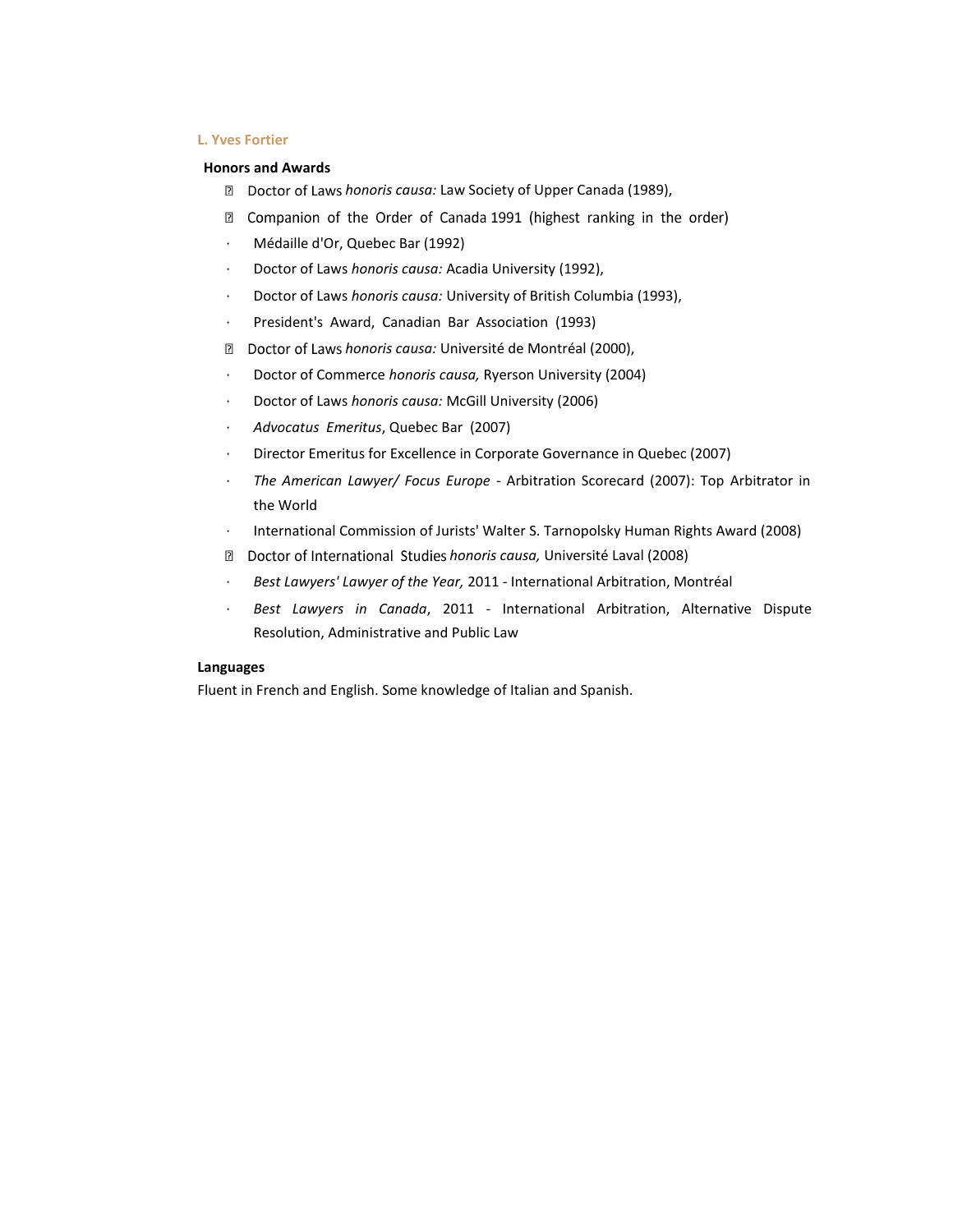**L. Yves Fortier**

**Honors and Awards**

- Doctor of Laws *honoris causa:* Law Society of Upper Canada (1989),
- Companion of the Order of Canada 1991 (highest ranking in the order)
- Médaille d'Or, Quebec Bar (1992)
- Doctor of Laws *honoris causa:* Acadia University (1992),
- Doctor of Laws *honoris causa:* University of British Columbia (1993),
- President's Award, Canadian Bar Association (1993)
- Doctor of Laws *honoris causa:* Université de Montréal (2000),
- Doctor of Commerce *honoris causa,* Ryerson University (2004)
- Doctor of Laws *honoris causa:* McGill University (2006)
- *Advocatus Emeritus*, Quebec Bar (2007)
- Director Emeritus for Excellence in Corporate Governance in Quebec (2007)
- *The American Lawyer/ Focus Europe* - Arbitration Scorecard (2007): Top Arbitrator in the World
- International Commission of Jurists' Walter S. Tarnopolsky Human Rights Award (2008)
- Doctor of International Studies *honoris causa,* Université Laval (2008)
- *Best Lawyers' Lawyer of the Year,* 2011 - International Arbitration, Montréal
- *Best Lawyers in Canada*, 2011 - International Arbitration, Alternative Dispute Resolution, Administrative and Public Law

**Languages**

Fluent in French and English. Some knowledge of Italian and Spanish.